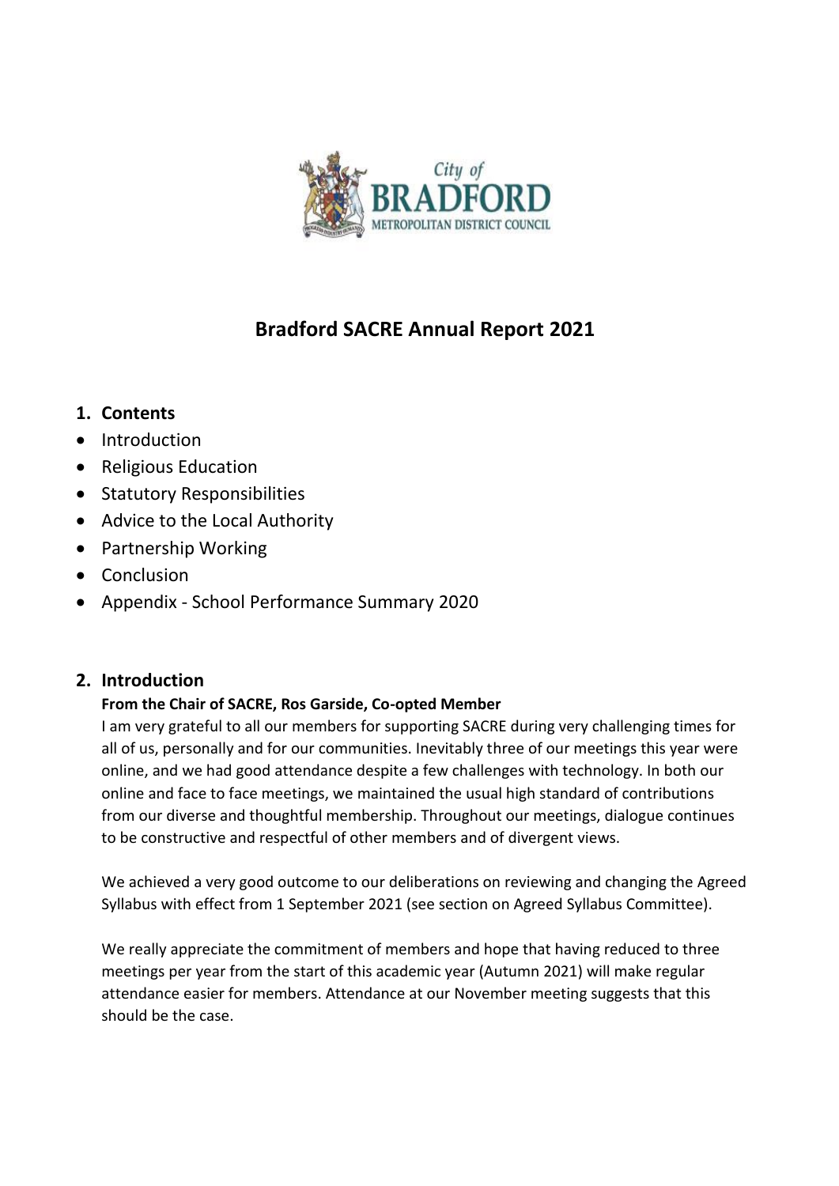# Bradford SACRE Annual Report 2021

## 1. Contents

- Introduction
- Religious Education
- Statutory Responsibilities
- Advice to the Local Authority
- Partnership Working
- Conclusion
- Appendix - School Performance Summary 2020

## 2. Introduction

**From the Chair of SACRE, Ros Garside, Co-opted Member**

I am very grateful to all our members for supporting SACRE during very challenging times for all of us, personally and for our communities. Inevitably three of our meetings this year were online, and we had good attendance despite a few challenges with technology. In both our online and face to face meetings, we maintained the usual high standard of contributions from our diverse and thoughtful membership. Throughout our meetings, dialogue continues to be constructive and respectful of other members and of divergent views.

We achieved a very good outcome to our deliberations on reviewing and changing the Agreed Syllabus with effect from 1 September 2021 (see section on Agreed Syllabus Committee).

We really appreciate the commitment of members and hope that having reduced to three meetings per year from the start of this academic year (Autumn 2021) will make regular attendance easier for members. Attendance at our November meeting suggests that this should be the case.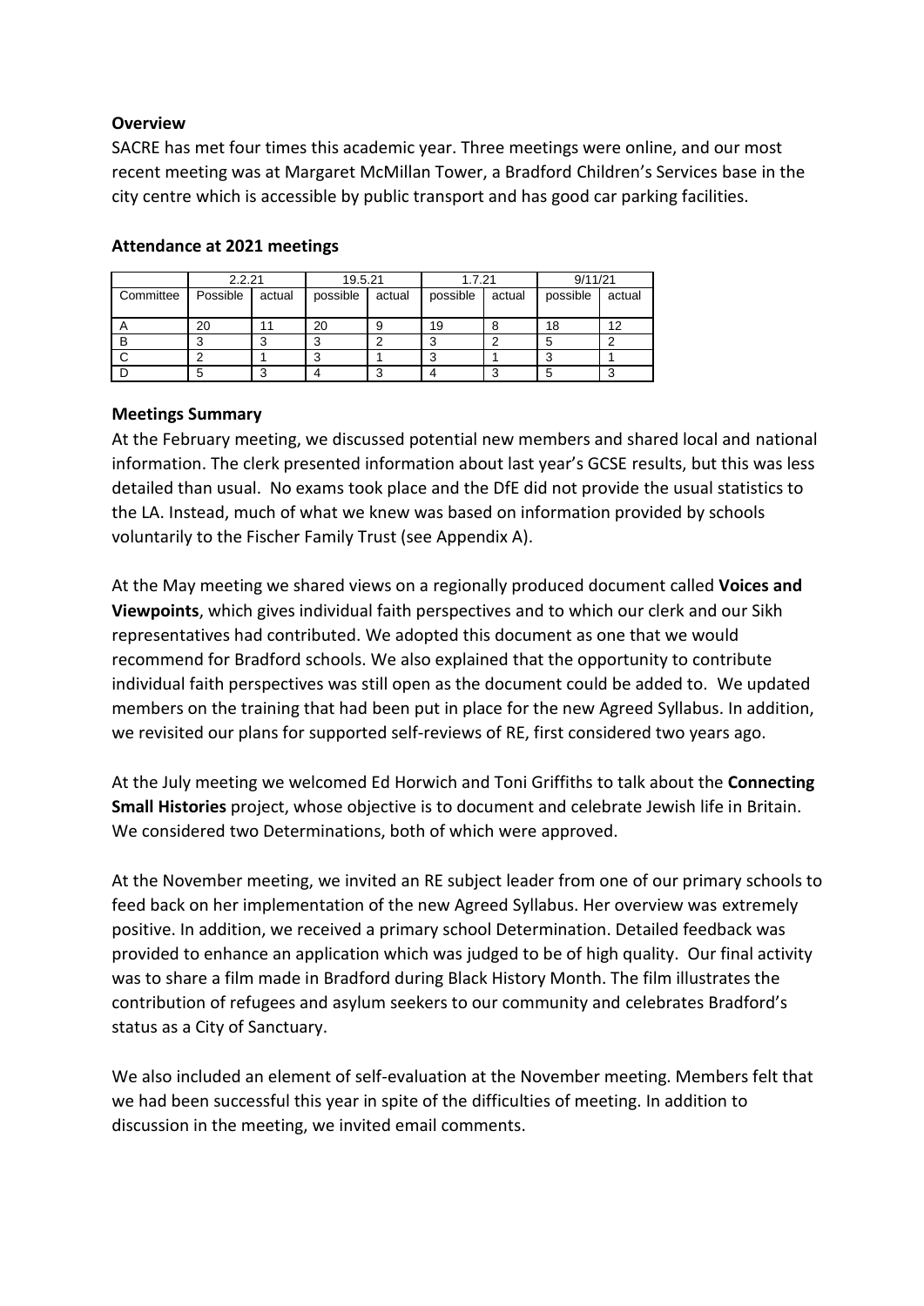**Overview**

SACRE has met four times this academic year. Three meetings were online, and our most recent meeting was at Margaret McMillan Tower, a Bradford Children's Services base in the city centre which is accessible by public transport and has good car parking facilities.

**Attendance at 2021 meetings**

| | 2.2.21 | | 19.5.21 | | 1.7.21 | | 9/11/21 | |
|---|---|---|---|---|---|---|---|---|
| Committee | Possible | actual | possible | actual | possible | actual | possible | actual |
| A | 20 | 11 | 20 | 9 | 19 | 8 | 18 | 12 |
| B | 3 | 3 | 3 | 2 | 3 | 2 | 5 | 2 |
| C | 2 | 1 | 3 | 1 | 3 | 1 | 3 | 1 |
| D | 5 | 3 | 4 | 3 | 4 | 3 | 5 | 3 |

**Meetings Summary**

At the February meeting, we discussed potential new members and shared local and national information. The clerk presented information about last year's GCSE results, but this was less detailed than usual. No exams took place and the DfE did not provide the usual statistics to the LA. Instead, much of what we knew was based on information provided by schools voluntarily to the Fischer Family Trust (see Appendix A).

At the May meeting we shared views on a regionally produced document called **Voices and Viewpoints**, which gives individual faith perspectives and to which our clerk and our Sikh representatives had contributed. We adopted this document as one that we would recommend for Bradford schools. We also explained that the opportunity to contribute individual faith perspectives was still open as the document could be added to. We updated members on the training that had been put in place for the new Agreed Syllabus. In addition, we revisited our plans for supported self-reviews of RE, first considered two years ago.

At the July meeting we welcomed Ed Horwich and Toni Griffiths to talk about the **Connecting Small Histories** project, whose objective is to document and celebrate Jewish life in Britain. We considered two Determinations, both of which were approved.

At the November meeting, we invited an RE subject leader from one of our primary schools to feed back on her implementation of the new Agreed Syllabus. Her overview was extremely positive. In addition, we received a primary school Determination. Detailed feedback was provided to enhance an application which was judged to be of high quality. Our final activity was to share a film made in Bradford during Black History Month. The film illustrates the contribution of refugees and asylum seekers to our community and celebrates Bradford's status as a City of Sanctuary.

We also included an element of self-evaluation at the November meeting. Members felt that we had been successful this year in spite of the difficulties of meeting. In addition to discussion in the meeting, we invited email comments.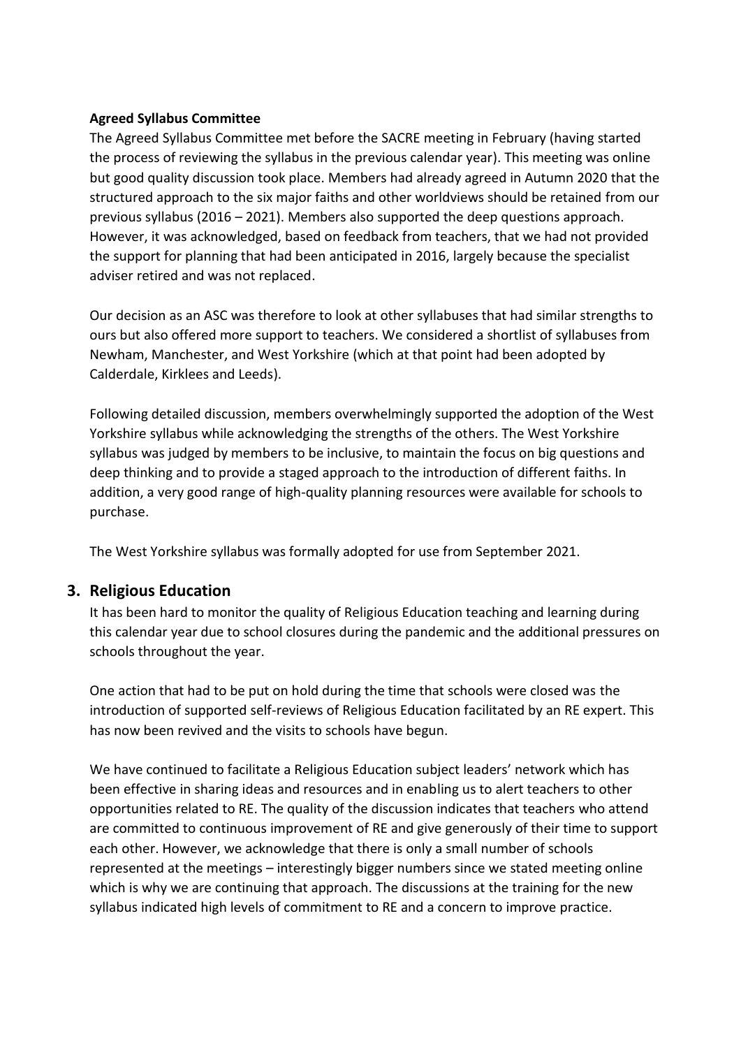**Agreed Syllabus Committee**

The Agreed Syllabus Committee met before the SACRE meeting in February (having started the process of reviewing the syllabus in the previous calendar year). This meeting was online but good quality discussion took place. Members had already agreed in Autumn 2020 that the structured approach to the six major faiths and other worldviews should be retained from our previous syllabus (2016 – 2021). Members also supported the deep questions approach. However, it was acknowledged, based on feedback from teachers, that we had not provided the support for planning that had been anticipated in 2016, largely because the specialist adviser retired and was not replaced.

Our decision as an ASC was therefore to look at other syllabuses that had similar strengths to ours but also offered more support to teachers. We considered a shortlist of syllabuses from Newham, Manchester, and West Yorkshire (which at that point had been adopted by Calderdale, Kirklees and Leeds).

Following detailed discussion, members overwhelmingly supported the adoption of the West Yorkshire syllabus while acknowledging the strengths of the others. The West Yorkshire syllabus was judged by members to be inclusive, to maintain the focus on big questions and deep thinking and to provide a staged approach to the introduction of different faiths. In addition, a very good range of high-quality planning resources were available for schools to purchase.

The West Yorkshire syllabus was formally adopted for use from September 2021.

## 3. Religious Education

It has been hard to monitor the quality of Religious Education teaching and learning during this calendar year due to school closures during the pandemic and the additional pressures on schools throughout the year.

One action that had to be put on hold during the time that schools were closed was the introduction of supported self-reviews of Religious Education facilitated by an RE expert. This has now been revived and the visits to schools have begun.

We have continued to facilitate a Religious Education subject leaders' network which has been effective in sharing ideas and resources and in enabling us to alert teachers to other opportunities related to RE. The quality of the discussion indicates that teachers who attend are committed to continuous improvement of RE and give generously of their time to support each other. However, we acknowledge that there is only a small number of schools represented at the meetings – interestingly bigger numbers since we stated meeting online which is why we are continuing that approach. The discussions at the training for the new syllabus indicated high levels of commitment to RE and a concern to improve practice.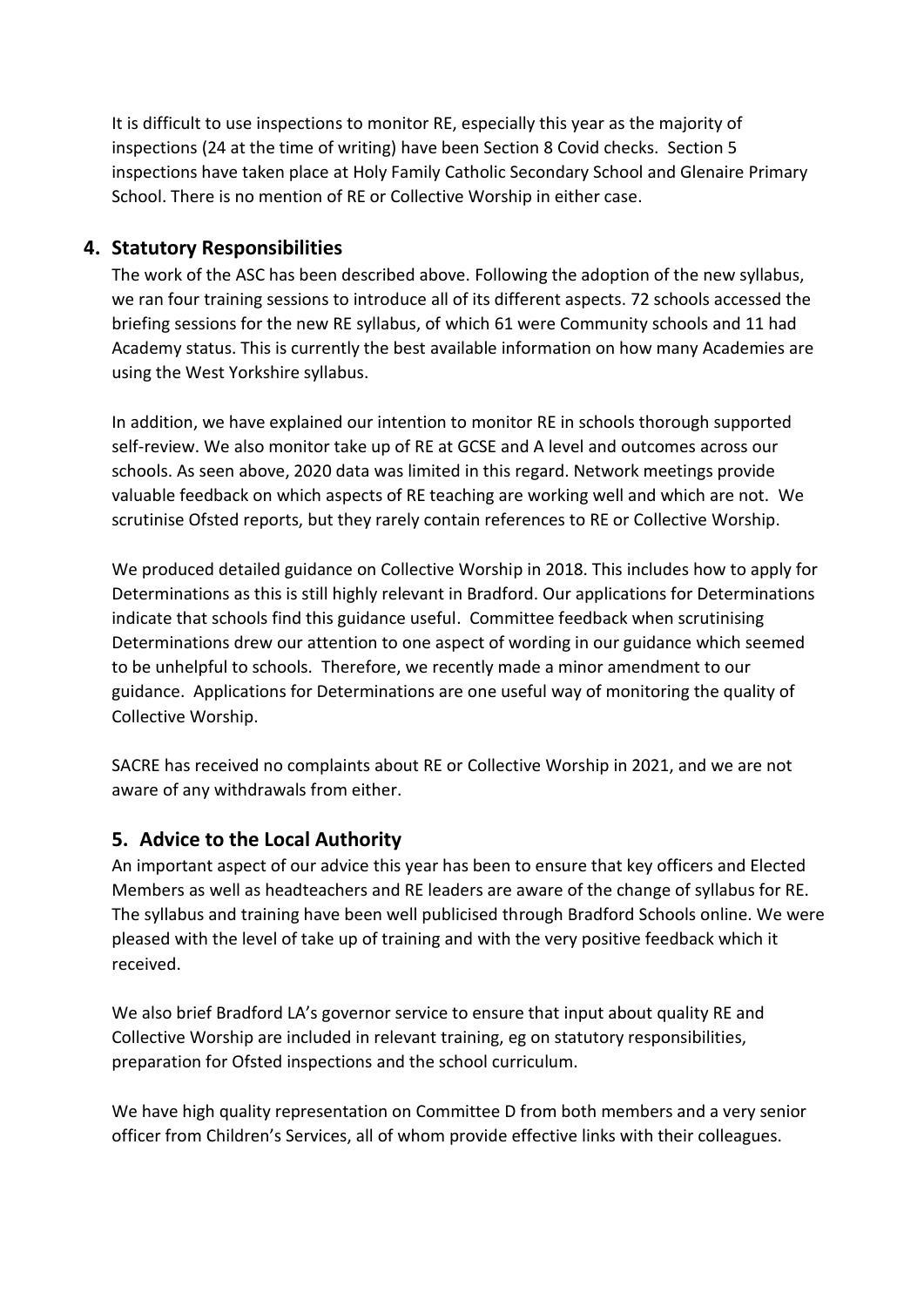It is difficult to use inspections to monitor RE, especially this year as the majority of inspections (24 at the time of writing) have been Section 8 Covid checks. Section 5 inspections have taken place at Holy Family Catholic Secondary School and Glenaire Primary School. There is no mention of RE or Collective Worship in either case.

## 4. Statutory Responsibilities

The work of the ASC has been described above. Following the adoption of the new syllabus, we ran four training sessions to introduce all of its different aspects. 72 schools accessed the briefing sessions for the new RE syllabus, of which 61 were Community schools and 11 had Academy status. This is currently the best available information on how many Academies are using the West Yorkshire syllabus.

In addition, we have explained our intention to monitor RE in schools thorough supported self-review. We also monitor take up of RE at GCSE and A level and outcomes across our schools. As seen above, 2020 data was limited in this regard. Network meetings provide valuable feedback on which aspects of RE teaching are working well and which are not. We scrutinise Ofsted reports, but they rarely contain references to RE or Collective Worship.

We produced detailed guidance on Collective Worship in 2018. This includes how to apply for Determinations as this is still highly relevant in Bradford. Our applications for Determinations indicate that schools find this guidance useful. Committee feedback when scrutinising Determinations drew our attention to one aspect of wording in our guidance which seemed to be unhelpful to schools. Therefore, we recently made a minor amendment to our guidance. Applications for Determinations are one useful way of monitoring the quality of Collective Worship.

SACRE has received no complaints about RE or Collective Worship in 2021, and we are not aware of any withdrawals from either.

## 5. Advice to the Local Authority

An important aspect of our advice this year has been to ensure that key officers and Elected Members as well as headteachers and RE leaders are aware of the change of syllabus for RE. The syllabus and training have been well publicised through Bradford Schools online. We were pleased with the level of take up of training and with the very positive feedback which it received.

We also brief Bradford LA's governor service to ensure that input about quality RE and Collective Worship are included in relevant training, eg on statutory responsibilities, preparation for Ofsted inspections and the school curriculum.

We have high quality representation on Committee D from both members and a very senior officer from Children's Services, all of whom provide effective links with their colleagues.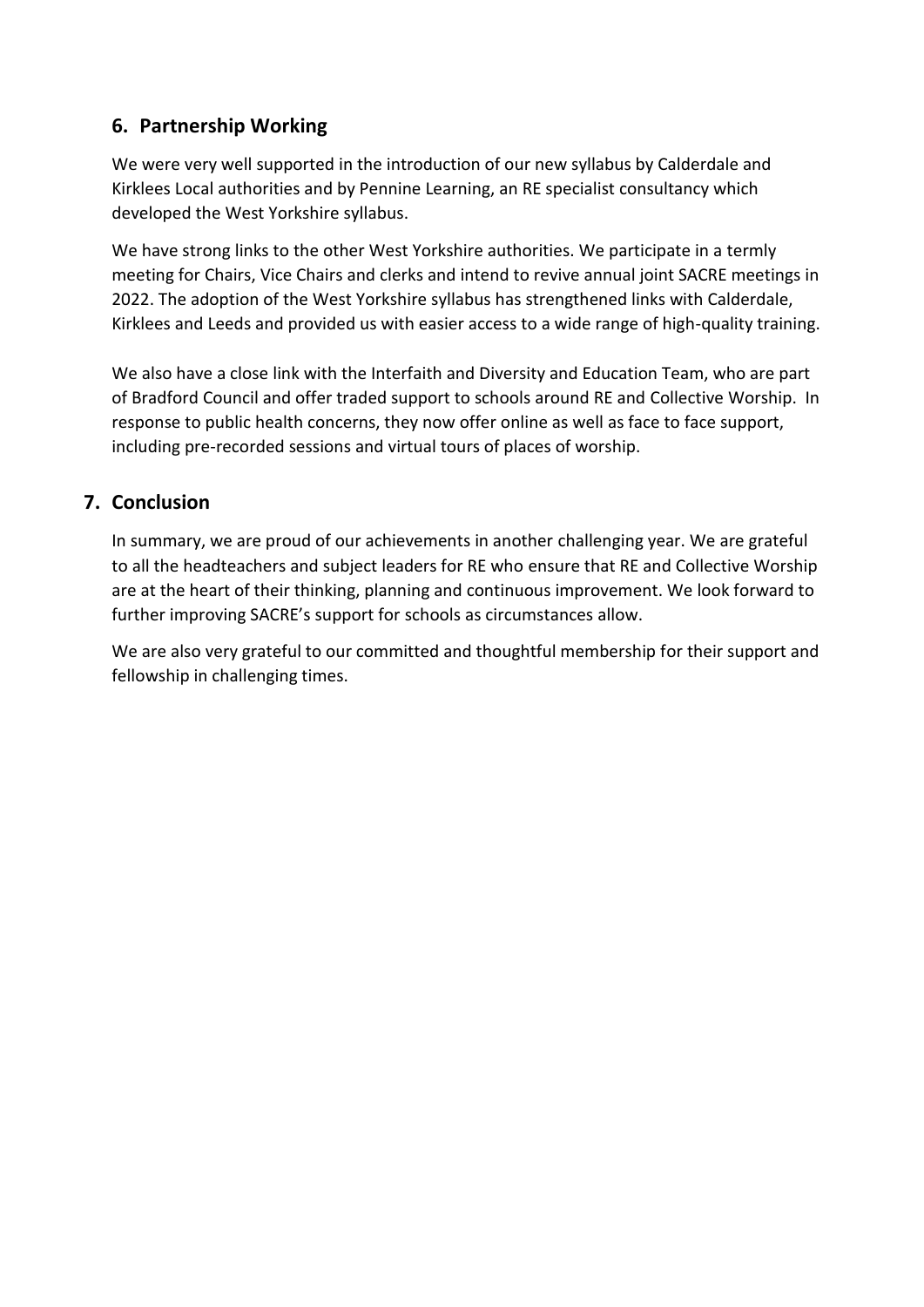## 6. Partnership Working

We were very well supported in the introduction of our new syllabus by Calderdale and Kirklees Local authorities and by Pennine Learning, an RE specialist consultancy which developed the West Yorkshire syllabus.

We have strong links to the other West Yorkshire authorities. We participate in a termly meeting for Chairs, Vice Chairs and clerks and intend to revive annual joint SACRE meetings in 2022. The adoption of the West Yorkshire syllabus has strengthened links with Calderdale, Kirklees and Leeds and provided us with easier access to a wide range of high-quality training.

We also have a close link with the Interfaith and Diversity and Education Team, who are part of Bradford Council and offer traded support to schools around RE and Collective Worship. In response to public health concerns, they now offer online as well as face to face support, including pre-recorded sessions and virtual tours of places of worship.

## 7. Conclusion

In summary, we are proud of our achievements in another challenging year. We are grateful to all the headteachers and subject leaders for RE who ensure that RE and Collective Worship are at the heart of their thinking, planning and continuous improvement. We look forward to further improving SACRE's support for schools as circumstances allow.

We are also very grateful to our committed and thoughtful membership for their support and fellowship in challenging times.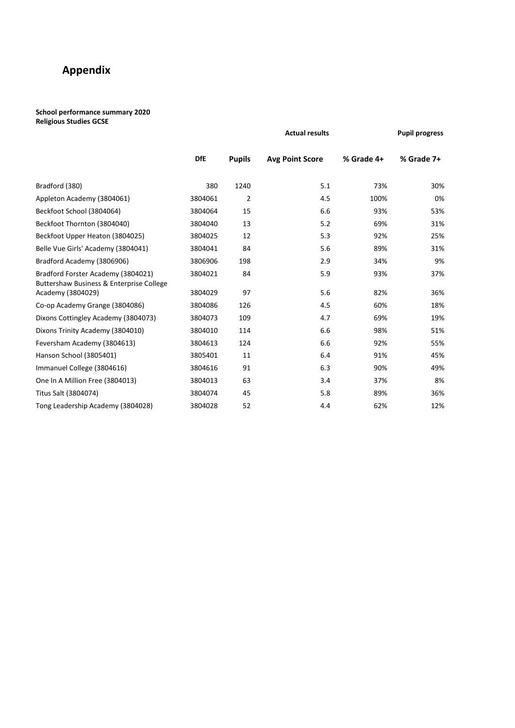# Appendix

**School performance summary 2020**
**Religious Studies GCSE**

| | DfE | Pupils | Actual results<br>Avg Point Score | % Grade 4+ | Pupil progress<br>% Grade 7+ |
|---|---|---|---|---|---|
| Bradford (380) | 380 | 1240 | 5.1 | 73% | 30% |
| Appleton Academy (3804061) | 3804061 | 2 | 4.5 | 100% | 0% |
| Beckfoot School (3804064) | 3804064 | 15 | 6.6 | 93% | 53% |
| Beckfoot Thornton (3804040) | 3804040 | 13 | 5.2 | 69% | 31% |
| Beckfoot Upper Heaton (3804025) | 3804025 | 12 | 5.3 | 92% | 25% |
| Belle Vue Girls' Academy (3804041) | 3804041 | 84 | 5.6 | 89% | 31% |
| Bradford Academy (3806906) | 3806906 | 198 | 2.9 | 34% | 9% |
| Bradford Forster Academy (3804021) | 3804021 | 84 | 5.9 | 93% | 37% |
| Buttershaw Business & Enterprise College Academy (3804029) | 3804029 | 97 | 5.6 | 82% | 36% |
| Co-op Academy Grange (3804086) | 3804086 | 126 | 4.5 | 60% | 18% |
| Dixons Cottingley Academy (3804073) | 3804073 | 109 | 4.7 | 69% | 19% |
| Dixons Trinity Academy (3804010) | 3804010 | 114 | 6.6 | 98% | 51% |
| Feversham Academy (3804613) | 3804613 | 124 | 6.6 | 92% | 55% |
| Hanson School (3805401) | 3805401 | 11 | 6.4 | 91% | 45% |
| Immanuel College (3804616) | 3804616 | 91 | 6.3 | 90% | 49% |
| One In A Million Free (3804013) | 3804013 | 63 | 3.4 | 37% | 8% |
| Titus Salt (3804074) | 3804074 | 45 | 5.8 | 89% | 36% |
| Tong Leadership Academy (3804028) | 3804028 | 52 | 4.4 | 62% | 12% |